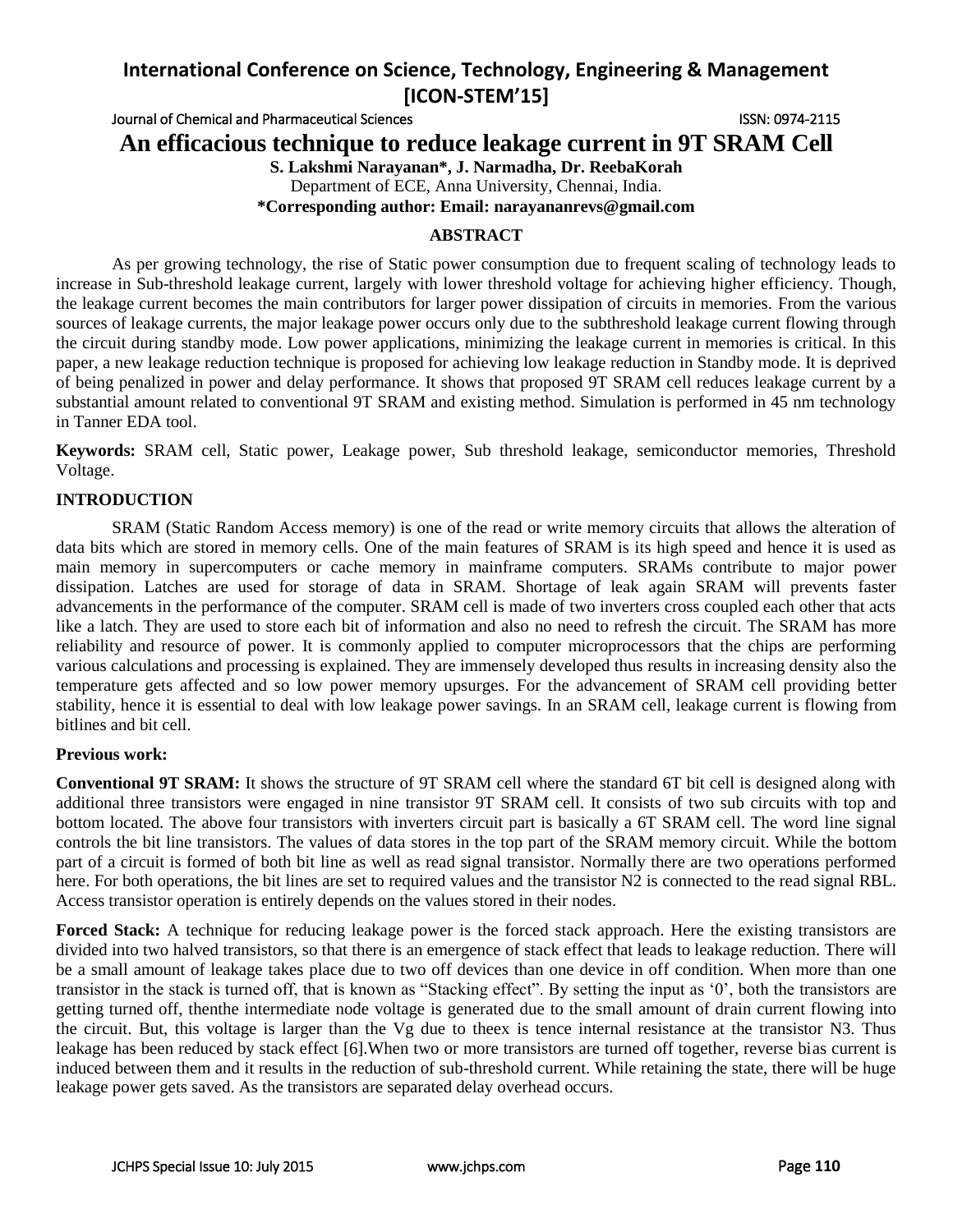# An efficacious technique to reduce leakage current in 9T SRAM Cell

**S. Lakshmi Narayanan\*, J. Narmadha, Dr. ReebaKorah**

Department of ECE, Anna University, Chennai, India.

**\*Corresponding author: Email: narayananrevs@gmail.com**

## ABSTRACT

As per growing technology, the rise of Static power consumption due to frequent scaling of technology leads to increase in Sub-threshold leakage current, largely with lower threshold voltage for achieving higher efficiency. Though, the leakage current becomes the main contributors for larger power dissipation of circuits in memories. From the various sources of leakage currents, the major leakage power occurs only due to the subthreshold leakage current flowing through the circuit during standby mode. Low power applications, minimizing the leakage current in memories is critical. In this paper, a new leakage reduction technique is proposed for achieving low leakage reduction in Standby mode. It is deprived of being penalized in power and delay performance. It shows that proposed 9T SRAM cell reduces leakage current by a substantial amount related to conventional 9T SRAM and existing method. Simulation is performed in 45 nm technology in Tanner EDA tool.

**Keywords:** SRAM cell, Static power, Leakage power, Sub threshold leakage, semiconductor memories, Threshold Voltage.

## INTRODUCTION

SRAM (Static Random Access memory) is one of the read or write memory circuits that allows the alteration of data bits which are stored in memory cells. One of the main features of SRAM is its high speed and hence it is used as main memory in supercomputers or cache memory in mainframe computers. SRAMs contribute to major power dissipation. Latches are used for storage of data in SRAM. Shortage of leak again SRAM will prevents faster advancements in the performance of the computer. SRAM cell is made of two inverters cross coupled each other that acts like a latch. They are used to store each bit of information and also no need to refresh the circuit. The SRAM has more reliability and resource of power. It is commonly applied to computer microprocessors that the chips are performing various calculations and processing is explained. They are immensely developed thus results in increasing density also the temperature gets affected and so low power memory upsurges. For the advancement of SRAM cell providing better stability, hence it is essential to deal with low leakage power savings. In an SRAM cell, leakage current is flowing from bitlines and bit cell.

### Previous work:

**Conventional 9T SRAM:** It shows the structure of 9T SRAM cell where the standard 6T bit cell is designed along with additional three transistors were engaged in nine transistor 9T SRAM cell. It consists of two sub circuits with top and bottom located. The above four transistors with inverters circuit part is basically a 6T SRAM cell. The word line signal controls the bit line transistors. The values of data stores in the top part of the SRAM memory circuit. While the bottom part of a circuit is formed of both bit line as well as read signal transistor. Normally there are two operations performed here. For both operations, the bit lines are set to required values and the transistor N2 is connected to the read signal RBL. Access transistor operation is entirely depends on the values stored in their nodes.

**Forced Stack:** A technique for reducing leakage power is the forced stack approach. Here the existing transistors are divided into two halved transistors, so that there is an emergence of stack effect that leads to leakage reduction. There will be a small amount of leakage takes place due to two off devices than one device in off condition. When more than one transistor in the stack is turned off, that is known as "Stacking effect". By setting the input as '0', both the transistors are getting turned off, thenthe intermediate node voltage is generated due to the small amount of drain current flowing into the circuit. But, this voltage is larger than the Vg due to theex is tence internal resistance at the transistor N3. Thus leakage has been reduced by stack effect [6].When two or more transistors are turned off together, reverse bias current is induced between them and it results in the reduction of sub-threshold current. While retaining the state, there will be huge leakage power gets saved. As the transistors are separated delay overhead occurs.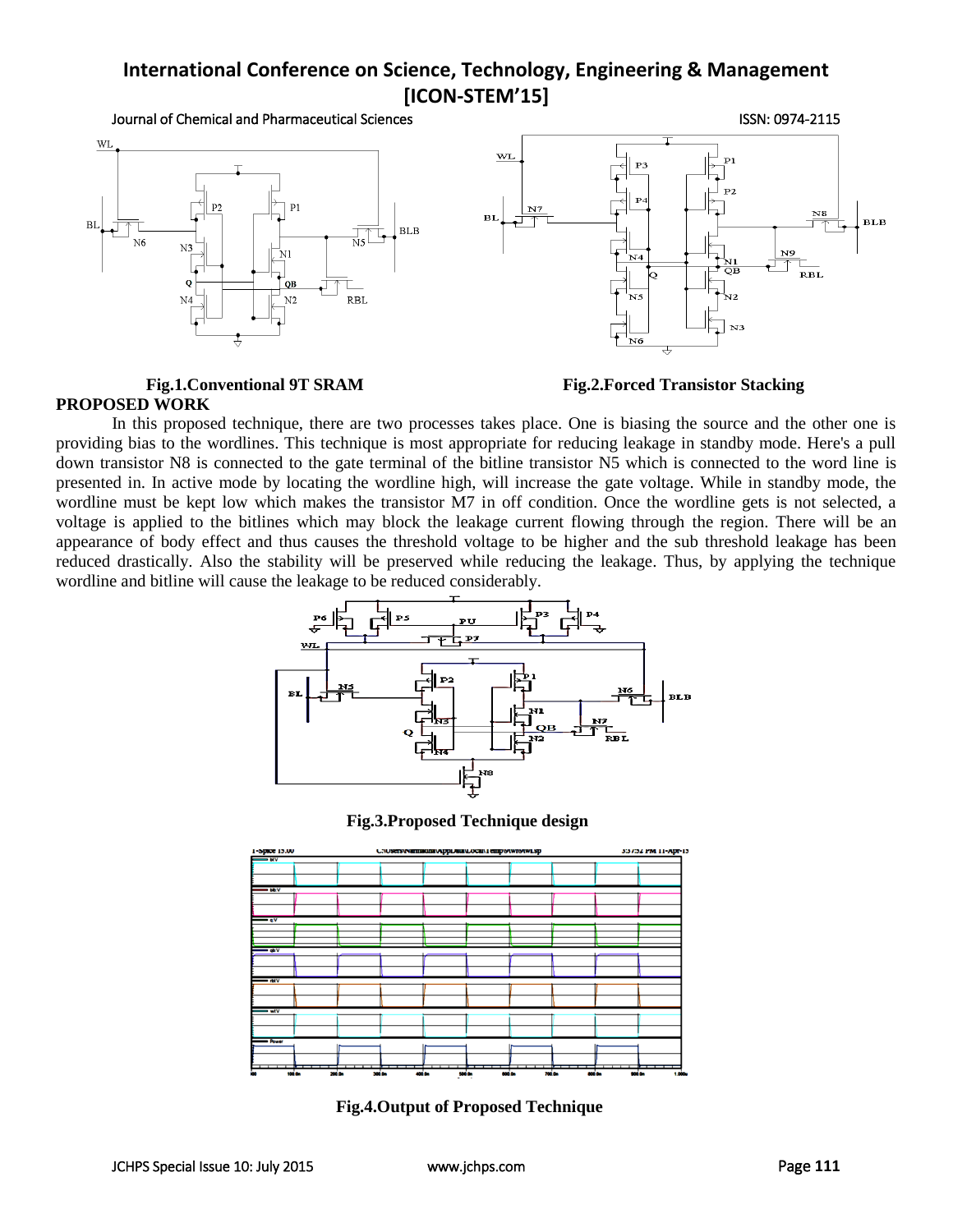Fig.1.Conventional 9T SRAM

Fig.2.Forced Transistor Stacking

**PROPOSED WORK**

In this proposed technique, there are two processes takes place. One is biasing the source and the other one is providing bias to the wordlines. This technique is most appropriate for reducing leakage in standby mode. Here's a pull down transistor N8 is connected to the gate terminal of the bitline transistor N5 which is connected to the word line is presented in. In active mode by locating the wordline high, will increase the gate voltage. While in standby mode, the wordline must be kept low which makes the transistor M7 in off condition. Once the wordline gets is not selected, a voltage is applied to the bitlines which may block the leakage current flowing through the region. There will be an appearance of body effect and thus causes the threshold voltage to be higher and the sub threshold leakage has been reduced drastically. Also the stability will be preserved while reducing the leakage. Thus, by applying the technique wordline and bitline will cause the leakage to be reduced considerably.

Fig.3.Proposed Technique design

Fig.4.Output of Proposed Technique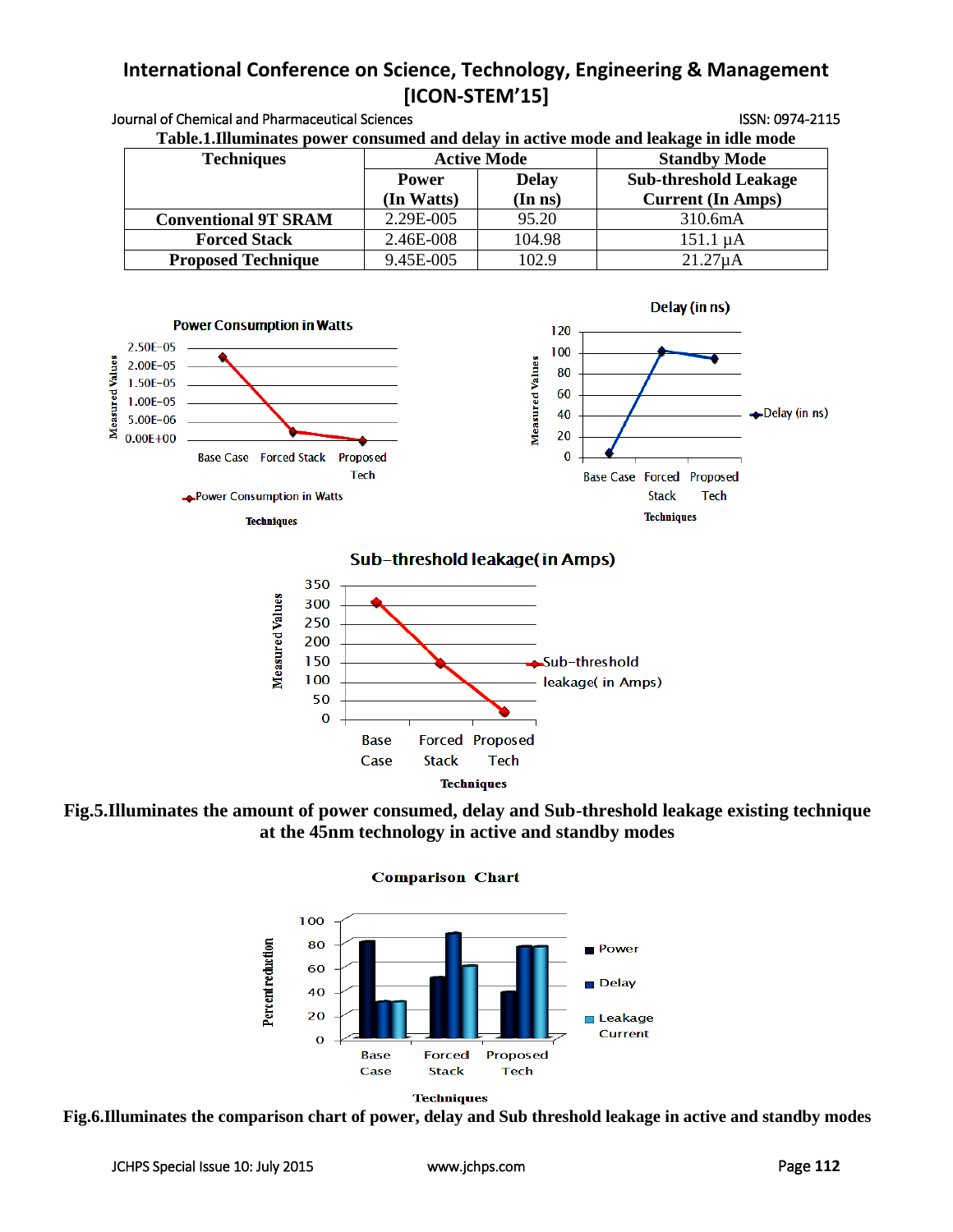**Table.1.Illuminates power consumed and delay in active mode and leakage in idle mode**

| Techniques | Active Mode | | Standby Mode |
|---|---|---|---|
| | Power (In Watts) | Delay (In ns) | Sub-threshold Leakage Current (In Amps) |
| **Conventional 9T SRAM** | 2.29E-005 | 95.20 | 310.6mA |
| **Forced Stack** | 2.46E-008 | 104.98 | 151.1 µA |
| **Proposed Technique** | 9.45E-005 | 102.9 | 21.27µA |

**Fig.5.Illuminates the amount of power consumed, delay and Sub-threshold leakage existing technique at the 45nm technology in active and standby modes**

**Fig.6.Illuminates the comparison chart of power, delay and Sub threshold leakage in active and standby modes**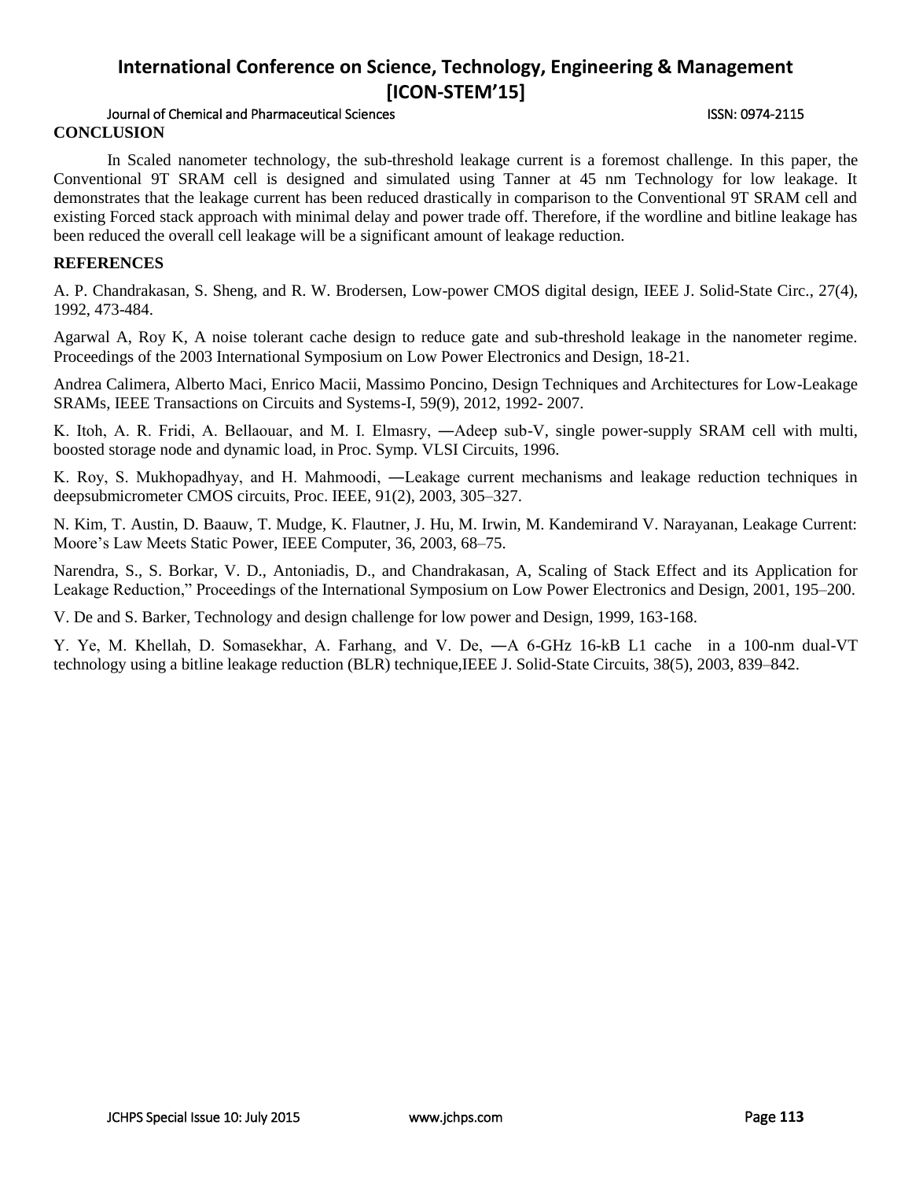## CONCLUSION

In Scaled nanometer technology, the sub-threshold leakage current is a foremost challenge. In this paper, the Conventional 9T SRAM cell is designed and simulated using Tanner at 45 nm Technology for low leakage. It demonstrates that the leakage current has been reduced drastically in comparison to the Conventional 9T SRAM cell and existing Forced stack approach with minimal delay and power trade off. Therefore, if the wordline and bitline leakage has been reduced the overall cell leakage will be a significant amount of leakage reduction.

## REFERENCES

A. P. Chandrakasan, S. Sheng, and R. W. Brodersen, Low-power CMOS digital design, IEEE J. Solid-State Circ., 27(4), 1992, 473-484.

Agarwal A, Roy K, A noise tolerant cache design to reduce gate and sub-threshold leakage in the nanometer regime. Proceedings of the 2003 International Symposium on Low Power Electronics and Design, 18-21.

Andrea Calimera, Alberto Maci, Enrico Macii, Massimo Poncino, Design Techniques and Architectures for Low-Leakage SRAMs, IEEE Transactions on Circuits and Systems-I, 59(9), 2012, 1992- 2007.

K. Itoh, A. R. Fridi, A. Bellaouar, and M. I. Elmasry, ―Adeep sub-V, single power-supply SRAM cell with multi, boosted storage node and dynamic load, in Proc. Symp. VLSI Circuits, 1996.

K. Roy, S. Mukhopadhyay, and H. Mahmoodi, ―Leakage current mechanisms and leakage reduction techniques in deepsubmicrometer CMOS circuits, Proc. IEEE, 91(2), 2003, 305–327.

N. Kim, T. Austin, D. Baauw, T. Mudge, K. Flautner, J. Hu, M. Irwin, M. Kandemirand V. Narayanan, Leakage Current: Moore's Law Meets Static Power, IEEE Computer, 36, 2003, 68–75.

Narendra, S., S. Borkar, V. D., Antoniadis, D., and Chandrakasan, A, Scaling of Stack Effect and its Application for Leakage Reduction," Proceedings of the International Symposium on Low Power Electronics and Design, 2001, 195–200.

V. De and S. Barker, Technology and design challenge for low power and Design, 1999, 163-168.

Y. Ye, M. Khellah, D. Somasekhar, A. Farhang, and V. De, ―A 6-GHz 16-kB L1 cache in a 100-nm dual-VT technology using a bitline leakage reduction (BLR) technique,IEEE J. Solid-State Circuits, 38(5), 2003, 839–842.